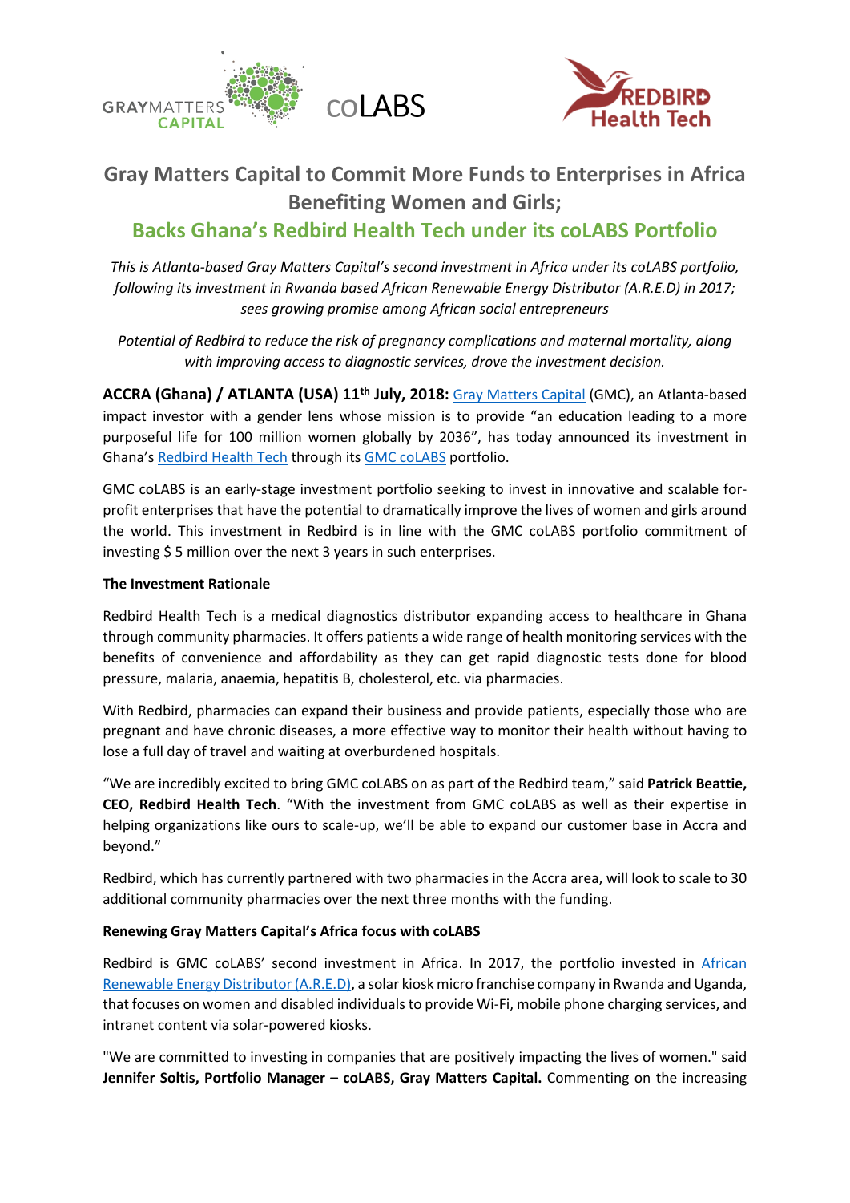# Gray Matters Capital to Commit More Funds to Enterprises in Africa Benefiting Women and Girls;

## Backs Ghana's Redbird Health Tech under its coLABS Portfolio

*This is Atlanta-based Gray Matters Capital's second investment in Africa under its coLABS portfolio, following its investment in Rwanda based African Renewable Energy Distributor (A.R.E.D) in 2017; sees growing promise among African social entrepreneurs*

*Potential of Redbird to reduce the risk of pregnancy complications and maternal mortality, along with improving access to diagnostic services, drove the investment decision.*

**ACCRA (Ghana) / ATLANTA (USA) 11th July, 2018:** Gray Matters Capital (GMC), an Atlanta-based impact investor with a gender lens whose mission is to provide "an education leading to a more purposeful life for 100 million women globally by 2036", has today announced its investment in Ghana's Redbird Health Tech through its GMC coLABS portfolio.

GMC coLABS is an early-stage investment portfolio seeking to invest in innovative and scalable for-profit enterprises that have the potential to dramatically improve the lives of women and girls around the world. This investment in Redbird is in line with the GMC coLABS portfolio commitment of investing $ 5 million over the next 3 years in such enterprises.

**The Investment Rationale**

Redbird Health Tech is a medical diagnostics distributor expanding access to healthcare in Ghana through community pharmacies. It offers patients a wide range of health monitoring services with the benefits of convenience and affordability as they can get rapid diagnostic tests done for blood pressure, malaria, anaemia, hepatitis B, cholesterol, etc. via pharmacies.

With Redbird, pharmacies can expand their business and provide patients, especially those who are pregnant and have chronic diseases, a more effective way to monitor their health without having to lose a full day of travel and waiting at overburdened hospitals.

"We are incredibly excited to bring GMC coLABS on as part of the Redbird team," said **Patrick Beattie, CEO, Redbird Health Tech**. "With the investment from GMC coLABS as well as their expertise in helping organizations like ours to scale-up, we'll be able to expand our customer base in Accra and beyond."

Redbird, which has currently partnered with two pharmacies in the Accra area, will look to scale to 30 additional community pharmacies over the next three months with the funding.

**Renewing Gray Matters Capital's Africa focus with coLABS**

Redbird is GMC coLABS' second investment in Africa. In 2017, the portfolio invested in African Renewable Energy Distributor (A.R.E.D), a solar kiosk micro franchise company in Rwanda and Uganda, that focuses on women and disabled individuals to provide Wi-Fi, mobile phone charging services, and intranet content via solar-powered kiosks.

"We are committed to investing in companies that are positively impacting the lives of women." said **Jennifer Soltis, Portfolio Manager – coLABS, Gray Matters Capital.** Commenting on the increasing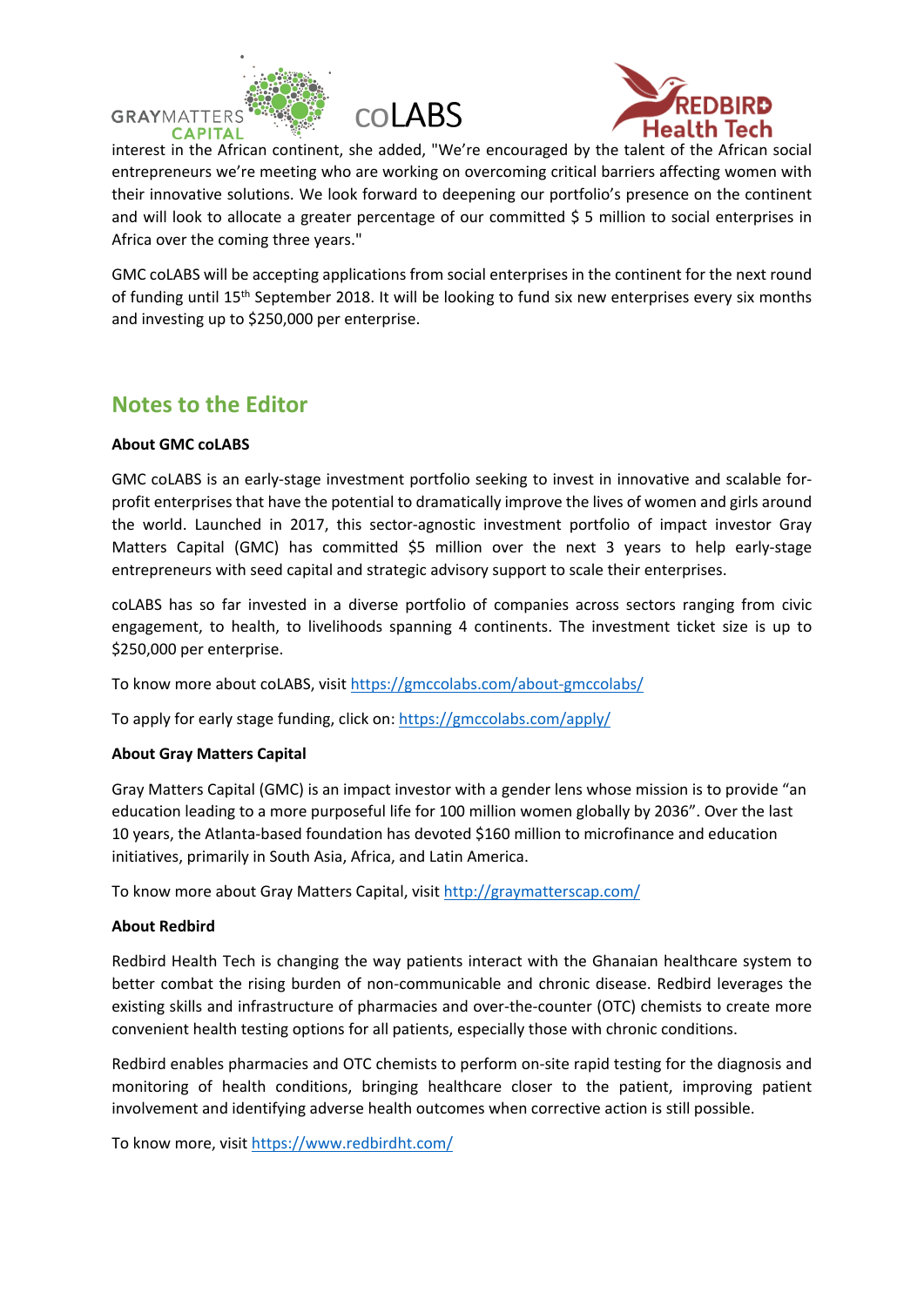interest in the African continent, she added, "We're encouraged by the talent of the African social entrepreneurs we're meeting who are working on overcoming critical barriers affecting women with their innovative solutions. We look forward to deepening our portfolio's presence on the continent and will look to allocate a greater percentage of our committed $ 5 million to social enterprises in Africa over the coming three years."

GMC coLABS will be accepting applications from social enterprises in the continent for the next round of funding until 15th September 2018. It will be looking to fund six new enterprises every six months and investing up to $250,000 per enterprise.

## Notes to the Editor

**About GMC coLABS**

GMC coLABS is an early-stage investment portfolio seeking to invest in innovative and scalable for-profit enterprises that have the potential to dramatically improve the lives of women and girls around the world. Launched in 2017, this sector-agnostic investment portfolio of impact investor Gray Matters Capital (GMC) has committed $5 million over the next 3 years to help early-stage entrepreneurs with seed capital and strategic advisory support to scale their enterprises.

coLABS has so far invested in a diverse portfolio of companies across sectors ranging from civic engagement, to health, to livelihoods spanning 4 continents. The investment ticket size is up to $250,000 per enterprise.

To know more about coLABS, visit https://gmccolabs.com/about-gmccolabs/

To apply for early stage funding, click on: https://gmccolabs.com/apply/

**About Gray Matters Capital**

Gray Matters Capital (GMC) is an impact investor with a gender lens whose mission is to provide "an education leading to a more purposeful life for 100 million women globally by 2036". Over the last 10 years, the Atlanta-based foundation has devoted $160 million to microfinance and education initiatives, primarily in South Asia, Africa, and Latin America.

To know more about Gray Matters Capital, visit http://graymatterscap.com/

**About Redbird**

Redbird Health Tech is changing the way patients interact with the Ghanaian healthcare system to better combat the rising burden of non-communicable and chronic disease. Redbird leverages the existing skills and infrastructure of pharmacies and over-the-counter (OTC) chemists to create more convenient health testing options for all patients, especially those with chronic conditions.

Redbird enables pharmacies and OTC chemists to perform on-site rapid testing for the diagnosis and monitoring of health conditions, bringing healthcare closer to the patient, improving patient involvement and identifying adverse health outcomes when corrective action is still possible.

To know more, visit https://www.redbirdht.com/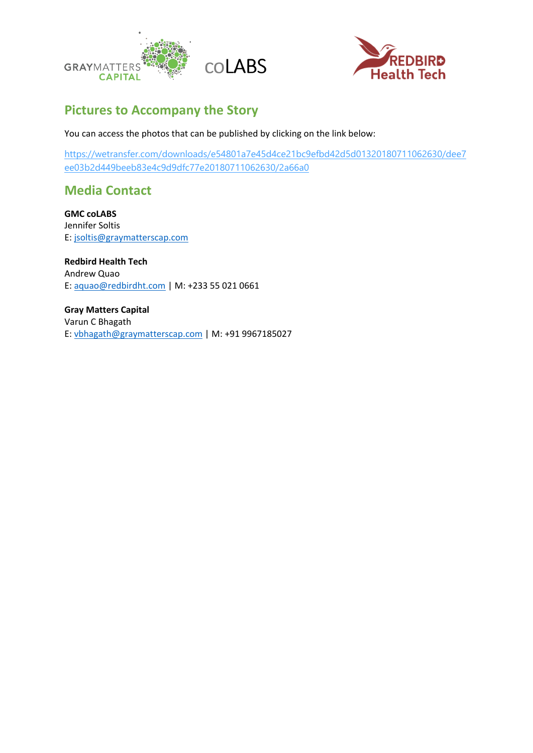## Pictures to Accompany the Story

You can access the photos that can be published by clicking on the link below:

https://wetransfer.com/downloads/e54801a7e45d4ce21bc9efbd42d5d01320180711062630/dee7ee03b2d449beeb83e4c9d9dfc77e20180711062630/2a66a0

## Media Contact

**GMC coLABS**
Jennifer Soltis
E: jsoltis@graymatterscap.com

**Redbird Health Tech**
Andrew Quao
E: aquao@redbirdht.com | M: +233 55 021 0661

**Gray Matters Capital**
Varun C Bhagath
E: vbhagath@graymatterscap.com | M: +91 9967185027